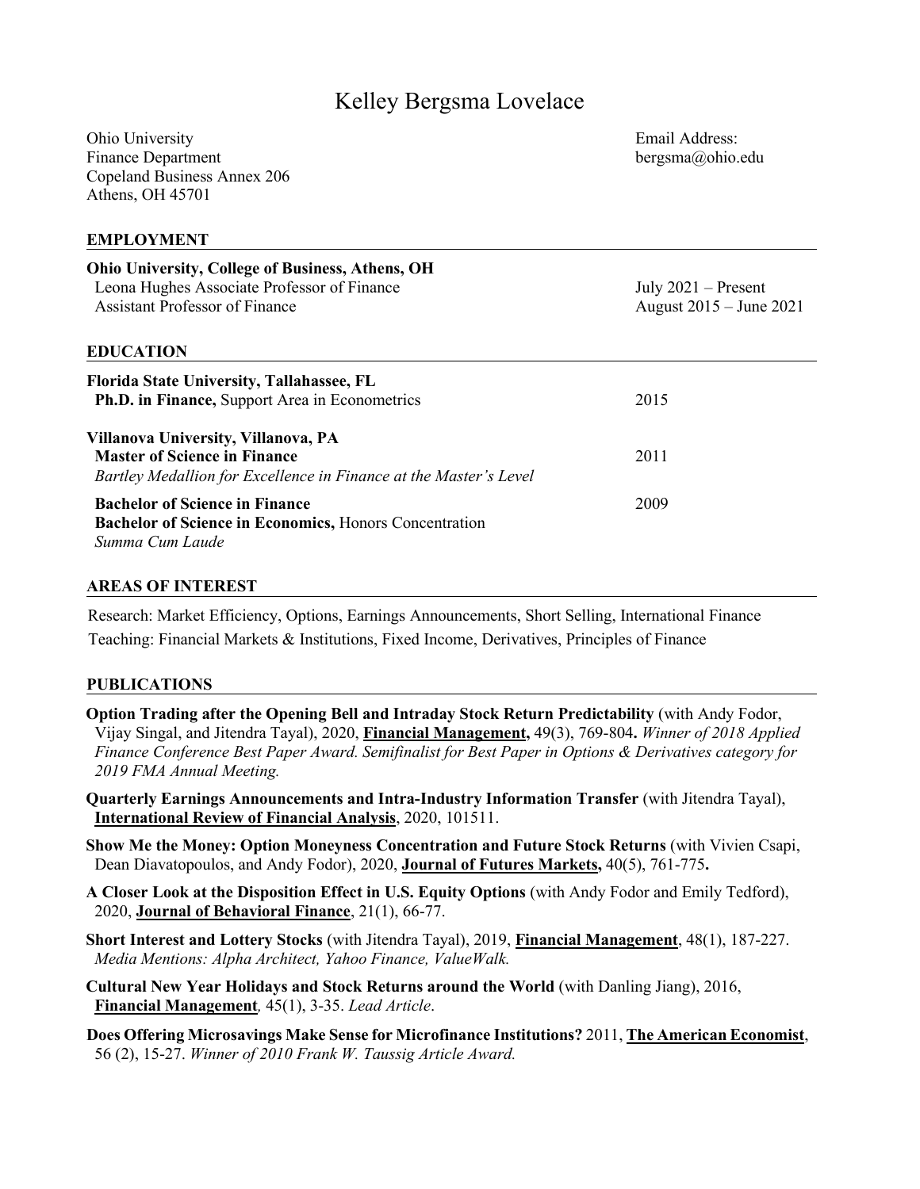# Kelley Bergsma Lovelace

Ohio University
Finance Department
Copeland Business Annex 206
Athens, OH 45701

Email Address:
bergsma@ohio.edu

## EMPLOYMENT

**Ohio University, College of Business, Athens, OH**

Leona Hughes Associate Professor of Finance — July 2021 – Present

Assistant Professor of Finance — August 2015 – June 2021

## EDUCATION

**Florida State University, Tallahassee, FL**

**Ph.D. in Finance,** Support Area in Econometrics — 2015

**Villanova University, Villanova, PA**

**Master of Science in Finance** — 2011

*Bartley Medallion for Excellence in Finance at the Master's Level*

**Bachelor of Science in Finance** — 2009

**Bachelor of Science in Economics,** Honors Concentration

*Summa Cum Laude*

## AREAS OF INTEREST

Research: Market Efficiency, Options, Earnings Announcements, Short Selling, International Finance

Teaching: Financial Markets & Institutions, Fixed Income, Derivatives, Principles of Finance

## PUBLICATIONS

**Option Trading after the Opening Bell and Intraday Stock Return Predictability** (with Andy Fodor, Vijay Singal, and Jitendra Tayal), 2020, **Financial Management,** 49(3), 769-804**.** *Winner of 2018 Applied Finance Conference Best Paper Award. Semifinalist for Best Paper in Options & Derivatives category for 2019 FMA Annual Meeting.*

**Quarterly Earnings Announcements and Intra-Industry Information Transfer** (with Jitendra Tayal), **International Review of Financial Analysis**, 2020, 101511.

**Show Me the Money: Option Moneyness Concentration and Future Stock Returns** (with Vivien Csapi, Dean Diavatopoulos, and Andy Fodor), 2020, **Journal of Futures Markets,** 40(5), 761-775**.**

**A Closer Look at the Disposition Effect in U.S. Equity Options** (with Andy Fodor and Emily Tedford), 2020, **Journal of Behavioral Finance**, 21(1), 66-77.

**Short Interest and Lottery Stocks** (with Jitendra Tayal), 2019, **Financial Management**, 48(1), 187-227. *Media Mentions: Alpha Architect, Yahoo Finance, ValueWalk.*

**Cultural New Year Holidays and Stock Returns around the World** (with Danling Jiang), 2016, **Financial Management***,* 45(1), 3-35. *Lead Article*.

**Does Offering Microsavings Make Sense for Microfinance Institutions?** 2011, **The American Economist**, 56 (2), 15-27. *Winner of 2010 Frank W. Taussig Article Award.*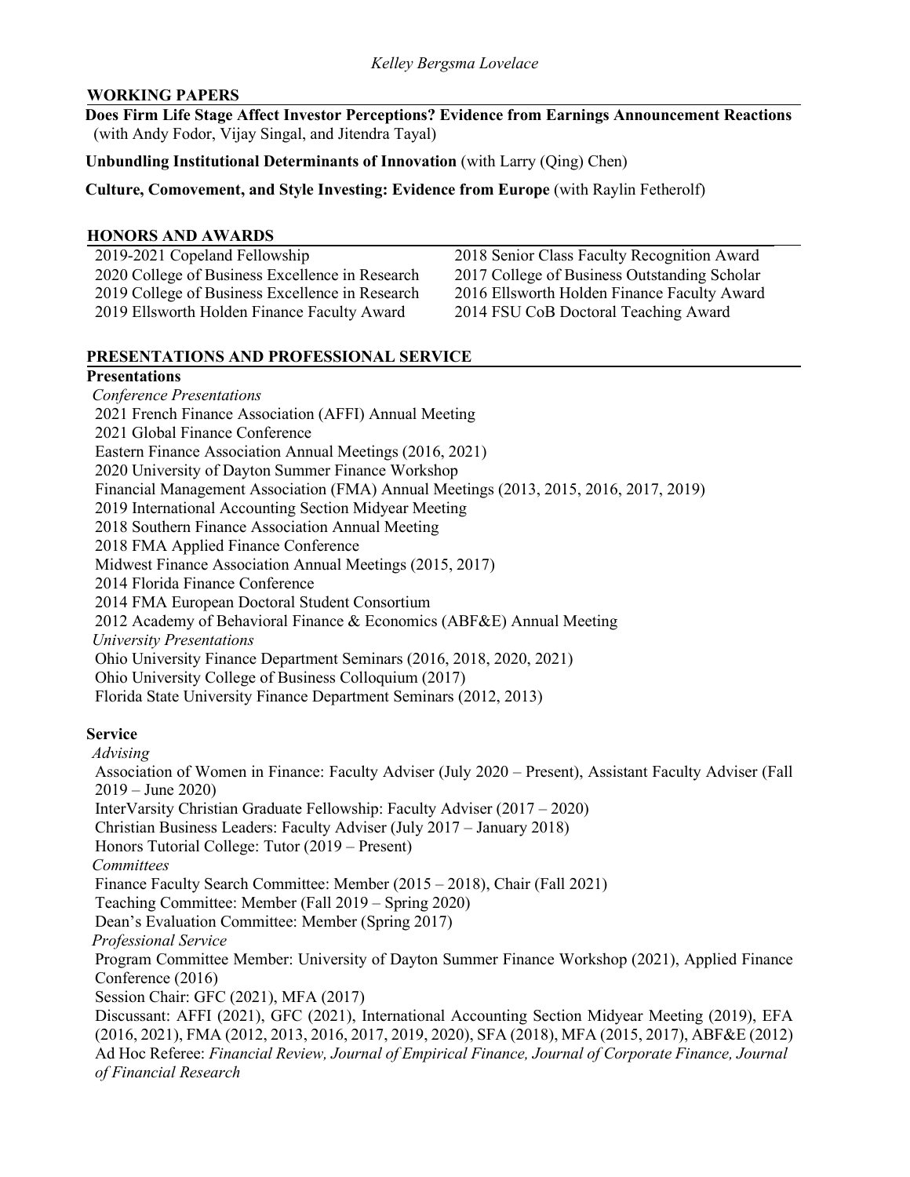## WORKING PAPERS

**Does Firm Life Stage Affect Investor Perceptions? Evidence from Earnings Announcement Reactions** (with Andy Fodor, Vijay Singal, and Jitendra Tayal)

**Unbundling Institutional Determinants of Innovation** (with Larry (Qing) Chen)

**Culture, Comovement, and Style Investing: Evidence from Europe** (with Raylin Fetherolf)

## HONORS AND AWARDS

- 2019-2021 Copeland Fellowship
- 2020 College of Business Excellence in Research
- 2019 College of Business Excellence in Research
- 2019 Ellsworth Holden Finance Faculty Award
- 2018 Senior Class Faculty Recognition Award
- 2017 College of Business Outstanding Scholar
- 2016 Ellsworth Holden Finance Faculty Award
- 2014 FSU CoB Doctoral Teaching Award

## PRESENTATIONS AND PROFESSIONAL SERVICE

### Presentations

*Conference Presentations*

- 2021 French Finance Association (AFFI) Annual Meeting
- 2021 Global Finance Conference
- Eastern Finance Association Annual Meetings (2016, 2021)
- 2020 University of Dayton Summer Finance Workshop
- Financial Management Association (FMA) Annual Meetings (2013, 2015, 2016, 2017, 2019)
- 2019 International Accounting Section Midyear Meeting
- 2018 Southern Finance Association Annual Meeting
- 2018 FMA Applied Finance Conference
- Midwest Finance Association Annual Meetings (2015, 2017)
- 2014 Florida Finance Conference
- 2014 FMA European Doctoral Student Consortium
- 2012 Academy of Behavioral Finance & Economics (ABF&E) Annual Meeting

*University Presentations*

- Ohio University Finance Department Seminars (2016, 2018, 2020, 2021)
- Ohio University College of Business Colloquium (2017)
- Florida State University Finance Department Seminars (2012, 2013)

### Service

*Advising*

- Association of Women in Finance: Faculty Adviser (July 2020 – Present), Assistant Faculty Adviser (Fall 2019 – June 2020)
- InterVarsity Christian Graduate Fellowship: Faculty Adviser (2017 – 2020)
- Christian Business Leaders: Faculty Adviser (July 2017 – January 2018)
- Honors Tutorial College: Tutor (2019 – Present)

*Committees*

- Finance Faculty Search Committee: Member (2015 – 2018), Chair (Fall 2021)
- Teaching Committee: Member (Fall 2019 – Spring 2020)
- Dean's Evaluation Committee: Member (Spring 2017)

*Professional Service*

- Program Committee Member: University of Dayton Summer Finance Workshop (2021), Applied Finance Conference (2016)
- Session Chair: GFC (2021), MFA (2017)
- Discussant: AFFI (2021), GFC (2021), International Accounting Section Midyear Meeting (2019), EFA (2016, 2021), FMA (2012, 2013, 2016, 2017, 2019, 2020), SFA (2018), MFA (2015, 2017), ABF&E (2012)
- Ad Hoc Referee: *Financial Review, Journal of Empirical Finance, Journal of Corporate Finance, Journal of Financial Research*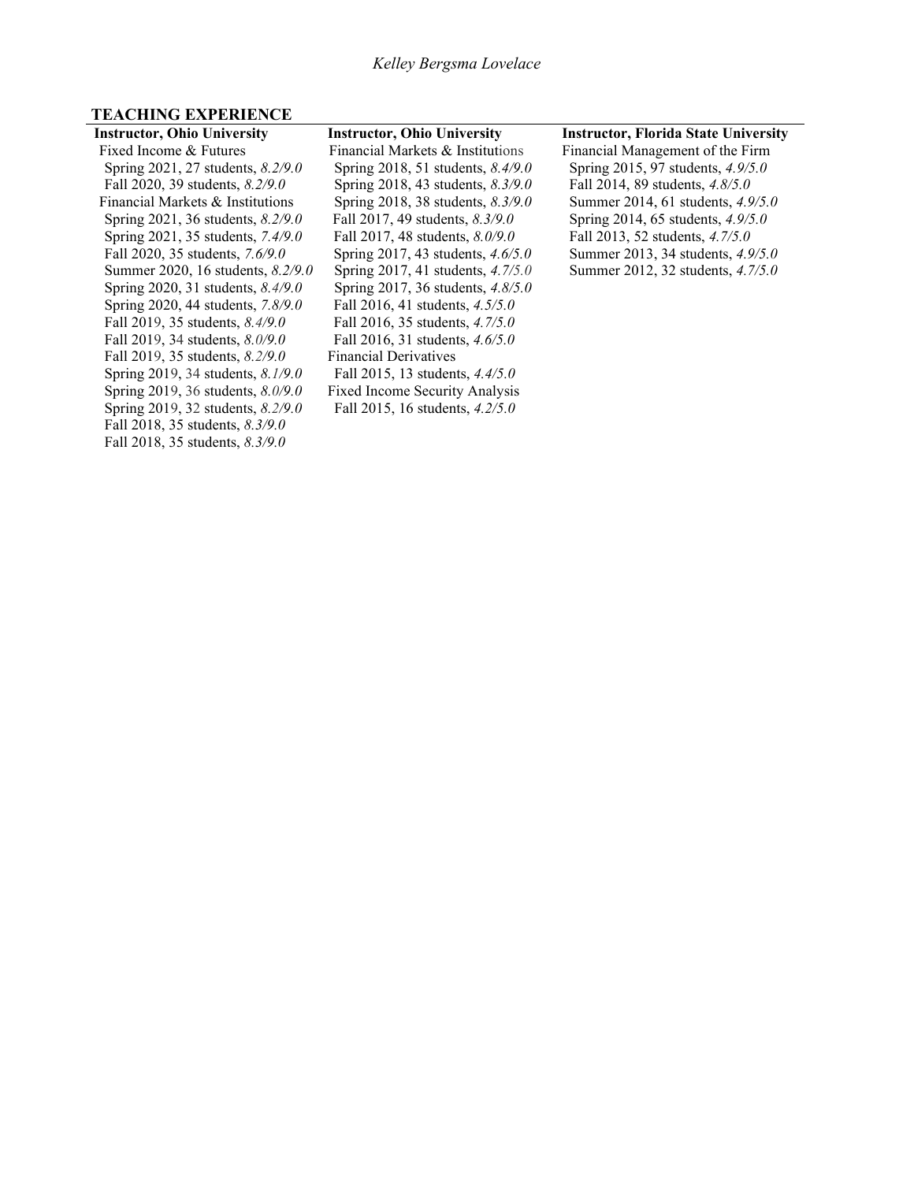## TEACHING EXPERIENCE

**Instructor, Ohio University**

Fixed Income & Futures
- Spring 2021, 27 students, *8.2/9.0*
- Fall 2020, 39 students, *8.2/9.0*

Financial Markets & Institutions
- Spring 2021, 36 students, *8.2/9.0*
- Spring 2021, 35 students, *7.4/9.0*
- Fall 2020, 35 students, *7.6/9.0*
- Summer 2020, 16 students, *8.2/9.0*
- Spring 2020, 31 students, *8.4/9.0*
- Spring 2020, 44 students, *7.8/9.0*
- Fall 2019, 35 students, *8.4/9.0*
- Fall 2019, 34 students, *8.0/9.0*
- Fall 2019, 35 students, *8.2/9.0*
- Spring 2019, 34 students, *8.1/9.0*
- Spring 2019, 36 students, *8.0/9.0*
- Spring 2019, 32 students, *8.2/9.0*
- Fall 2018, 35 students, *8.3/9.0*
- Fall 2018, 35 students, *8.3/9.0*

**Instructor, Ohio University**

Financial Markets & Institutions
- Spring 2018, 51 students, *8.4/9.0*
- Spring 2018, 43 students, *8.3/9.0*
- Spring 2018, 38 students, *8.3/9.0*
- Fall 2017, 49 students, *8.3/9.0*
- Fall 2017, 48 students, *8.0/9.0*
- Spring 2017, 43 students, *4.6/5.0*
- Spring 2017, 41 students, *4.7/5.0*
- Spring 2017, 36 students, *4.8/5.0*
- Fall 2016, 41 students, *4.5/5.0*
- Fall 2016, 35 students, *4.7/5.0*
- Fall 2016, 31 students, *4.6/5.0*

Financial Derivatives
- Fall 2015, 13 students, *4.4/5.0*

Fixed Income Security Analysis
- Fall 2015, 16 students, *4.2/5.0*

**Instructor, Florida State University**

Financial Management of the Firm
- Spring 2015, 97 students, *4.9/5.0*
- Fall 2014, 89 students, *4.8/5.0*
- Summer 2014, 61 students, *4.9/5.0*
- Spring 2014, 65 students, *4.9/5.0*
- Fall 2013, 52 students, *4.7/5.0*
- Summer 2013, 34 students, *4.9/5.0*
- Summer 2012, 32 students, *4.7/5.0*